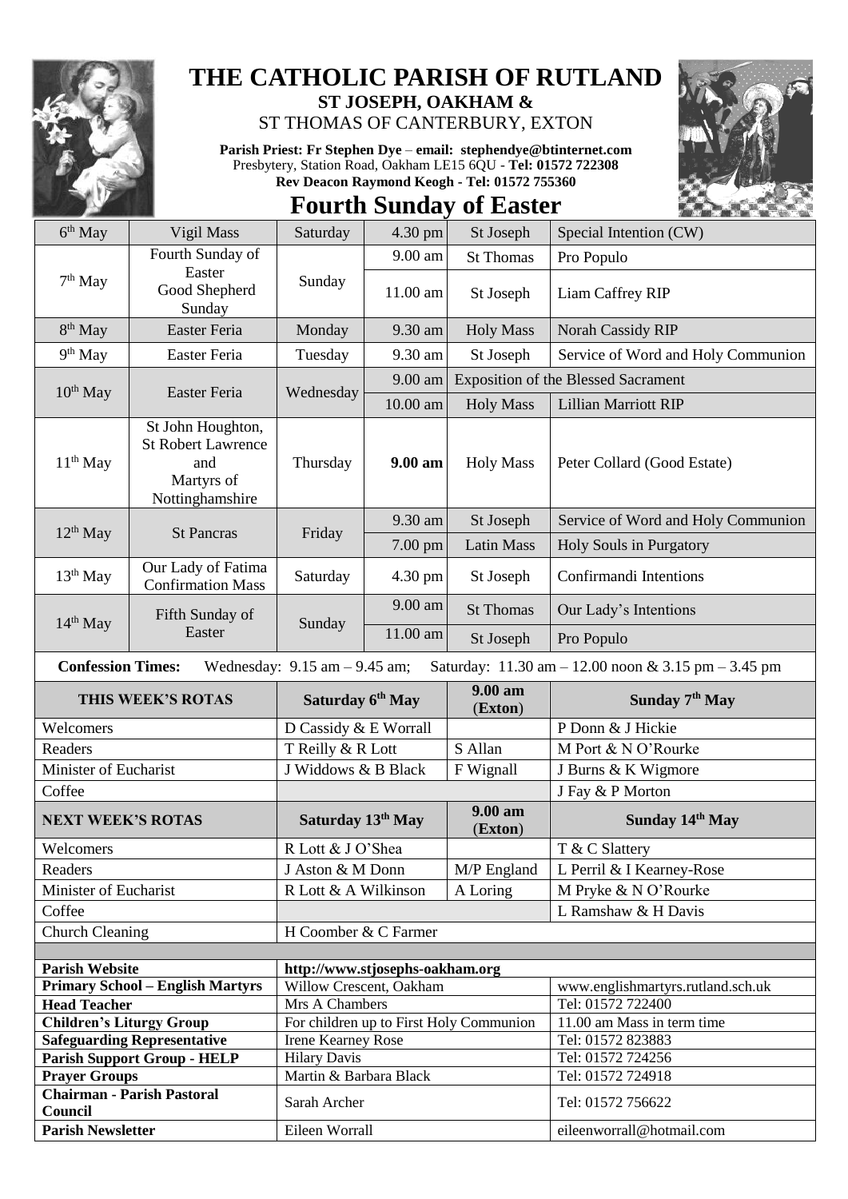# THE CATHOLIC PARISH OF RUTLAND

**ST JOSEPH, OAKHAM &**

ST THOMAS OF CANTERBURY, EXTON

**Parish Priest: Fr Stephen Dye** – **email: stephendye@btinternet.com**
Presbytery, Station Road, Oakham LE15 6QU - **Tel: 01572 722308**
**Rev Deacon Raymond Keogh - Tel: 01572 755360**

## Fourth Sunday of Easter

| | | | | | |
|---|---|---|---|---|---|
| 6th May | Vigil Mass | Saturday | 4.30 pm | St Joseph | Special Intention (CW) |
| 7th May | Fourth Sunday of Easter Good Shepherd Sunday | Sunday | 9.00 am | St Thomas | Pro Populo |
| | | | 11.00 am | St Joseph | Liam Caffrey RIP |
| 8th May | Easter Feria | Monday | 9.30 am | Holy Mass | Norah Cassidy RIP |
| 9th May | Easter Feria | Tuesday | 9.30 am | St Joseph | Service of Word and Holy Communion |
| 10th May | Easter Feria | Wednesday | 9.00 am | Exposition of the Blessed Sacrament | |
| | | | 10.00 am | Holy Mass | Lillian Marriott RIP |
| 11th May | St John Houghton, St Robert Lawrence and Martyrs of Nottinghamshire | Thursday | **9.00 am** | Holy Mass | Peter Collard (Good Estate) |
| 12th May | St Pancras | Friday | 9.30 am | St Joseph | Service of Word and Holy Communion |
| | | | 7.00 pm | Latin Mass | Holy Souls in Purgatory |
| 13th May | Our Lady of Fatima Confirmation Mass | Saturday | 4.30 pm | St Joseph | Confirmandi Intentions |
| 14th May | Fifth Sunday of Easter | Sunday | 9.00 am | St Thomas | Our Lady's Intentions |
| | | | 11.00 am | St Joseph | Pro Populo |

**Confession Times:** Wednesday: 9.15 am – 9.45 am; Saturday: 11.30 am – 12.00 noon & 3.15 pm – 3.45 pm

| **THIS WEEK'S ROTAS** | **Saturday 6th May** | **9.00 am (Exton)** | **Sunday 7th May** |
|---|---|---|---|
| Welcomers | D Cassidy & E Worrall | | P Donn & J Hickie |
| Readers | T Reilly & R Lott | S Allan | M Port & N O'Rourke |
| Minister of Eucharist | J Widdows & B Black | F Wignall | J Burns & K Wigmore |
| Coffee | | | J Fay & P Morton |
| **NEXT WEEK'S ROTAS** | **Saturday 13th May** | **9.00 am (Exton)** | **Sunday 14th May** |
| Welcomers | R Lott & J O'Shea | | T & C Slattery |
| Readers | J Aston & M Donn | M/P England | L Perril & I Kearney-Rose |
| Minister of Eucharist | R Lott & A Wilkinson | A Loring | M Pryke & N O'Rourke |
| Coffee | | | L Ramshaw & H Davis |
| Church Cleaning | H Coomber & C Farmer | | |

| | | |
|---|---|---|
| **Parish Website** | http://www.stjosephs-oakham.org | |
| **Primary School – English Martyrs** | Willow Crescent, Oakham | www.englishmartyrs.rutland.sch.uk |
| **Head Teacher** | Mrs A Chambers | Tel: 01572 722400 |
| **Children's Liturgy Group** | For children up to First Holy Communion | 11.00 am Mass in term time |
| **Safeguarding Representative** | Irene Kearney Rose | Tel: 01572 823883 |
| **Parish Support Group - HELP** | Hilary Davis | Tel: 01572 724256 |
| **Prayer Groups** | Martin & Barbara Black | Tel: 01572 724918 |
| **Chairman - Parish Pastoral Council** | Sarah Archer | Tel: 01572 756622 |
| **Parish Newsletter** | Eileen Worrall | eileenworrall@hotmail.com |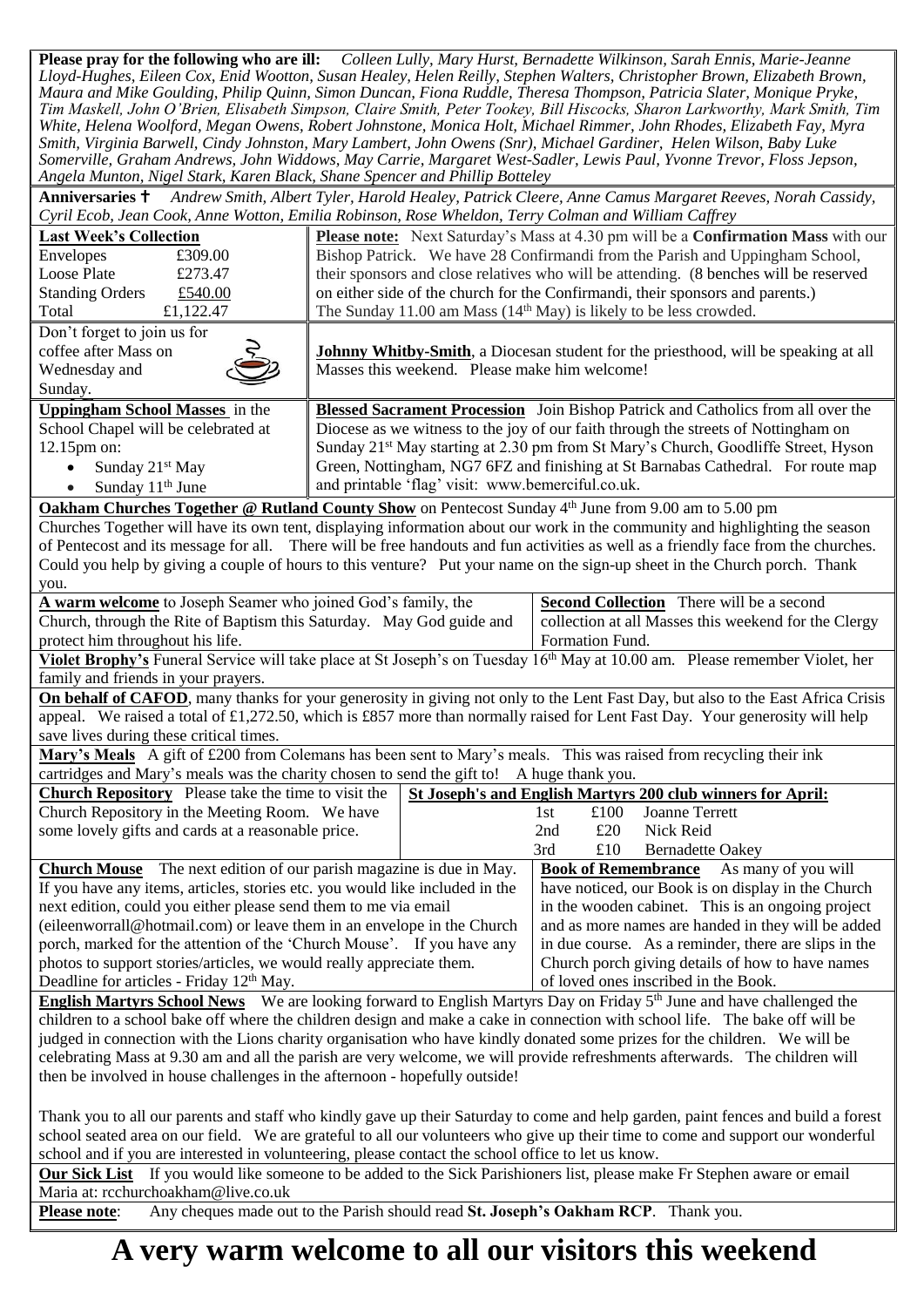**Please pray for the following who are ill:** *Colleen Lully, Mary Hurst, Bernadette Wilkinson, Sarah Ennis, Marie-Jeanne Lloyd-Hughes, Eileen Cox, Enid Wootton, Susan Healey, Helen Reilly, Stephen Walters, Christopher Brown, Elizabeth Brown, Maura and Mike Goulding, Philip Quinn, Simon Duncan, Fiona Ruddle, Theresa Thompson, Patricia Slater, Monique Pryke, Tim Maskell, John O'Brien, Elisabeth Simpson, Claire Smith, Peter Tookey, Bill Hiscocks, Sharon Larkworthy, Mark Smith, Tim White, Helena Woolford, Megan Owens, Robert Johnstone, Monica Holt, Michael Rimmer, John Rhodes, Elizabeth Fay, Myra Smith, Virginia Barwell, Cindy Johnston, Mary Lambert, John Owens (Snr), Michael Gardiner, Helen Wilson, Baby Luke Somerville, Graham Andrews, John Widdows, May Carrie, Margaret West-Sadler, Lewis Paul, Yvonne Trevor, Floss Jepson, Angela Munton, Nigel Stark, Karen Black, Shane Spencer and Phillip Botteley*

**Anniversaries ✝** *Andrew Smith, Albert Tyler, Harold Healey, Patrick Cleere, Anne Camus Margaret Reeves, Norah Cassidy, Cyril Ecob, Jean Cook, Anne Wotton, Emilia Robinson, Rose Wheldon, Terry Colman and William Caffrey*

**Last Week's Collection**

| | |
|---|---|
| Envelopes | £309.00 |
| Loose Plate | £273.47 |
| Standing Orders | £540.00 |
| Total | £1,122.47 |

**Please note:** Next Saturday's Mass at 4.30 pm will be a **Confirmation Mass** with our Bishop Patrick. We have 28 Confirmandi from the Parish and Uppingham School, their sponsors and close relatives who will be attending. (8 benches will be reserved on either side of the church for the Confirmandi, their sponsors and parents.) The Sunday 11.00 am Mass (14th May) is likely to be less crowded.

Don't forget to join us for coffee after Mass on Wednesday and Sunday.

**Johnny Whitby-Smith**, a Diocesan student for the priesthood, will be speaking at all Masses this weekend. Please make him welcome!

**Uppingham School Masses** in the School Chapel will be celebrated at 12.15pm on:

- Sunday 21st May
- Sunday 11th June

**Blessed Sacrament Procession** Join Bishop Patrick and Catholics from all over the Diocese as we witness to the joy of our faith through the streets of Nottingham on Sunday 21st May starting at 2.30 pm from St Mary's Church, Goodliffe Street, Hyson Green, Nottingham, NG7 6FZ and finishing at St Barnabas Cathedral. For route map and printable 'flag' visit: www.bemerciful.co.uk.

**Oakham Churches Together @ Rutland County Show** on Pentecost Sunday 4th June from 9.00 am to 5.00 pm
Churches Together will have its own tent, displaying information about our work in the community and highlighting the season of Pentecost and its message for all. There will be free handouts and fun activities as well as a friendly face from the churches. Could you help by giving a couple of hours to this venture? Put your name on the sign-up sheet in the Church porch. Thank you.

**A warm welcome** to Joseph Seamer who joined God's family, the Church, through the Rite of Baptism this Saturday. May God guide and protect him throughout his life.

**Second Collection** There will be a second collection at all Masses this weekend for the Clergy Formation Fund.

**Violet Brophy's** Funeral Service will take place at St Joseph's on Tuesday 16th May at 10.00 am. Please remember Violet, her family and friends in your prayers.

**On behalf of CAFOD**, many thanks for your generosity in giving not only to the Lent Fast Day, but also to the East Africa Crisis appeal. We raised a total of £1,272.50, which is £857 more than normally raised for Lent Fast Day. Your generosity will help save lives during these critical times.

**Mary's Meals** A gift of £200 from Colemans has been sent to Mary's meals. This was raised from recycling their ink cartridges and Mary's meals was the charity chosen to send the gift to! A huge thank you.

**Church Repository** Please take the time to visit the Church Repository in the Meeting Room. We have some lovely gifts and cards at a reasonable price.

**St Joseph's and English Martyrs 200 club winners for April:**

| | | |
|---|---|---|
| 1st | £100 | Joanne Terrett |
| 2nd | £20 | Nick Reid |
| 3rd | £10 | Bernadette Oakey |

**Church Mouse** The next edition of our parish magazine is due in May. If you have any items, articles, stories etc. you would like included in the next edition, could you either please send them to me via email (eileenworrall@hotmail.com) or leave them in an envelope in the Church porch, marked for the attention of the 'Church Mouse'. If you have any photos to support stories/articles, we would really appreciate them. Deadline for articles - Friday 12th May.

**Book of Remembrance** As many of you will have noticed, our Book is on display in the Church in the wooden cabinet. This is an ongoing project and as more names are handed in they will be added in due course. As a reminder, there are slips in the Church porch giving details of how to have names of loved ones inscribed in the Book.

**English Martyrs School News** We are looking forward to English Martyrs Day on Friday 5th June and have challenged the children to a school bake off where the children design and make a cake in connection with school life. The bake off will be judged in connection with the Lions charity organisation who have kindly donated some prizes for the children. We will be celebrating Mass at 9.30 am and all the parish are very welcome, we will provide refreshments afterwards. The children will then be involved in house challenges in the afternoon - hopefully outside!

Thank you to all our parents and staff who kindly gave up their Saturday to come and help garden, paint fences and build a forest school seated area on our field. We are grateful to all our volunteers who give up their time to come and support our wonderful school and if you are interested in volunteering, please contact the school office to let us know.

**Our Sick List** If you would like someone to be added to the Sick Parishioners list, please make Fr Stephen aware or email Maria at: rcchurchoakham@live.co.uk

**Please note**: Any cheques made out to the Parish should read **St. Joseph's Oakham RCP**. Thank you.

# A very warm welcome to all our visitors this weekend